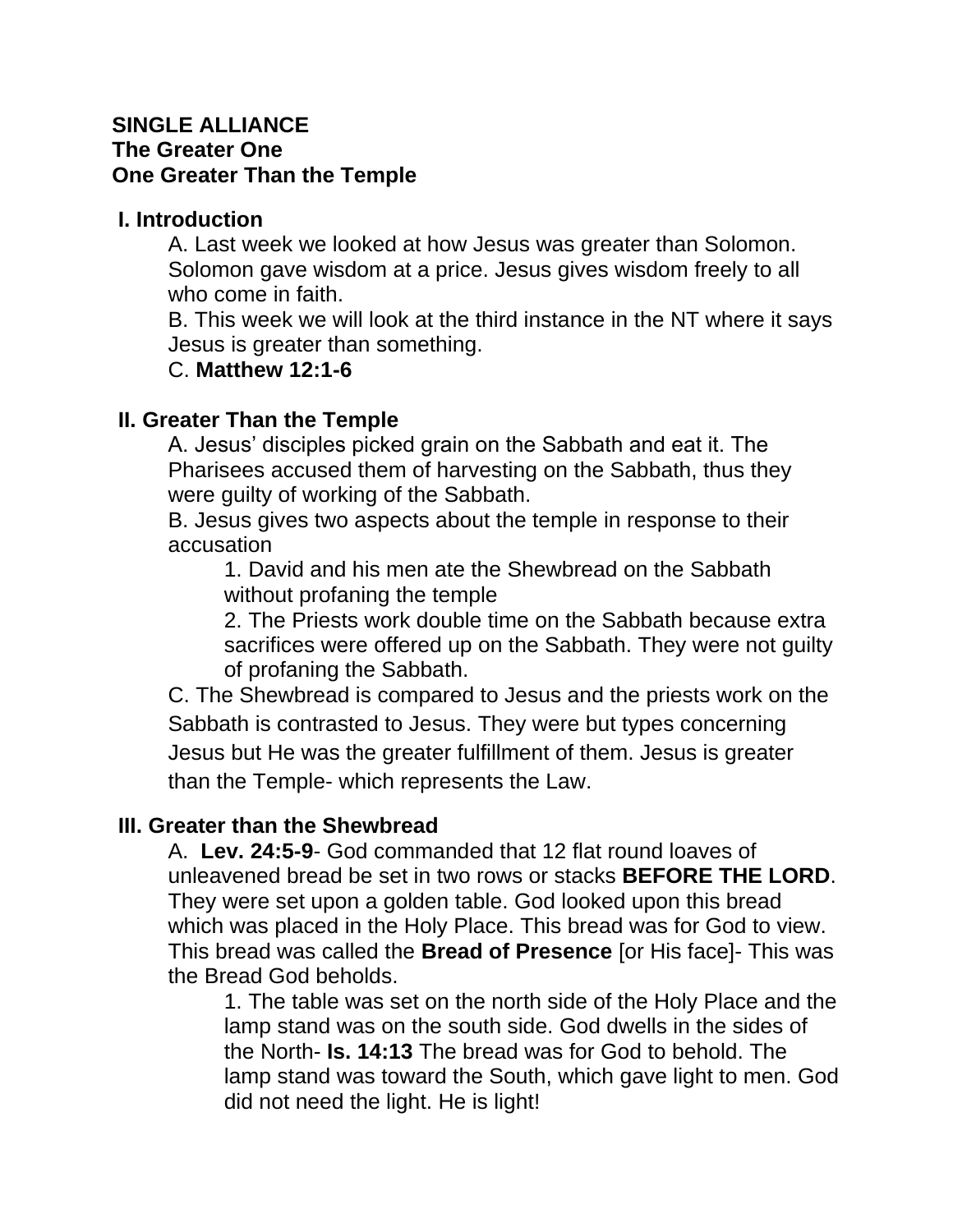**SINGLE ALLIANCE**
**The Greater One**
**One Greater Than the Temple**

## I. Introduction

A. Last week we looked at how Jesus was greater than Solomon. Solomon gave wisdom at a price. Jesus gives wisdom freely to all who come in faith.

B. This week we will look at the third instance in the NT where it says Jesus is greater than something.

C. **Matthew 12:1-6**

## II. Greater Than the Temple

A. Jesus' disciples picked grain on the Sabbath and eat it. The Pharisees accused them of harvesting on the Sabbath, thus they were guilty of working of the Sabbath.

B. Jesus gives two aspects about the temple in response to their accusation

1. David and his men ate the Shewbread on the Sabbath without profaning the temple
2. The Priests work double time on the Sabbath because extra sacrifices were offered up on the Sabbath. They were not guilty of profaning the Sabbath.

C. The Shewbread is compared to Jesus and the priests work on the Sabbath is contrasted to Jesus. They were but types concerning Jesus but He was the greater fulfillment of them. Jesus is greater than the Temple- which represents the Law.

## III. Greater than the Shewbread

A. **Lev. 24:5-9**- God commanded that 12 flat round loaves of unleavened bread be set in two rows or stacks **BEFORE THE LORD**. They were set upon a golden table. God looked upon this bread which was placed in the Holy Place. This bread was for God to view. This bread was called the **Bread of Presence** [or His face]- This was the Bread God beholds.

1. The table was set on the north side of the Holy Place and the lamp stand was on the south side. God dwells in the sides of the North- **Is. 14:13** The bread was for God to behold. The lamp stand was toward the South, which gave light to men. God did not need the light. He is light!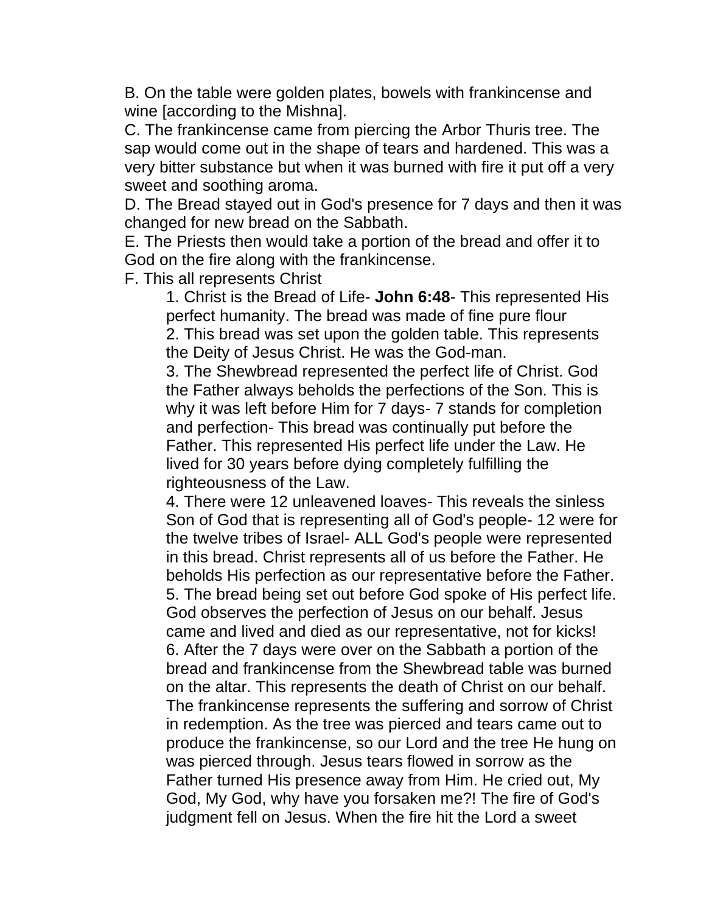B. On the table were golden plates, bowels with frankincense and wine [according to the Mishna].

C. The frankincense came from piercing the Arbor Thuris tree. The sap would come out in the shape of tears and hardened. This was a very bitter substance but when it was burned with fire it put off a very sweet and soothing aroma.

D. The Bread stayed out in God's presence for 7 days and then it was changed for new bread on the Sabbath.

E. The Priests then would take a portion of the bread and offer it to God on the fire along with the frankincense.

F. This all represents Christ

1. Christ is the Bread of Life- **John 6:48**- This represented His perfect humanity. The bread was made of fine pure flour
2. This bread was set upon the golden table. This represents the Deity of Jesus Christ. He was the God-man.
3. The Shewbread represented the perfect life of Christ. God the Father always beholds the perfections of the Son. This is why it was left before Him for 7 days- 7 stands for completion and perfection- This bread was continually put before the Father. This represented His perfect life under the Law. He lived for 30 years before dying completely fulfilling the righteousness of the Law.
4. There were 12 unleavened loaves- This reveals the sinless Son of God that is representing all of God's people- 12 were for the twelve tribes of Israel- ALL God's people were represented in this bread. Christ represents all of us before the Father. He beholds His perfection as our representative before the Father.
5. The bread being set out before God spoke of His perfect life. God observes the perfection of Jesus on our behalf. Jesus came and lived and died as our representative, not for kicks!
6. After the 7 days were over on the Sabbath a portion of the bread and frankincense from the Shewbread table was burned on the altar. This represents the death of Christ on our behalf. The frankincense represents the suffering and sorrow of Christ in redemption. As the tree was pierced and tears came out to produce the frankincense, so our Lord and the tree He hung on was pierced through. Jesus tears flowed in sorrow as the Father turned His presence away from Him. He cried out, My God, My God, why have you forsaken me?! The fire of God's judgment fell on Jesus. When the fire hit the Lord a sweet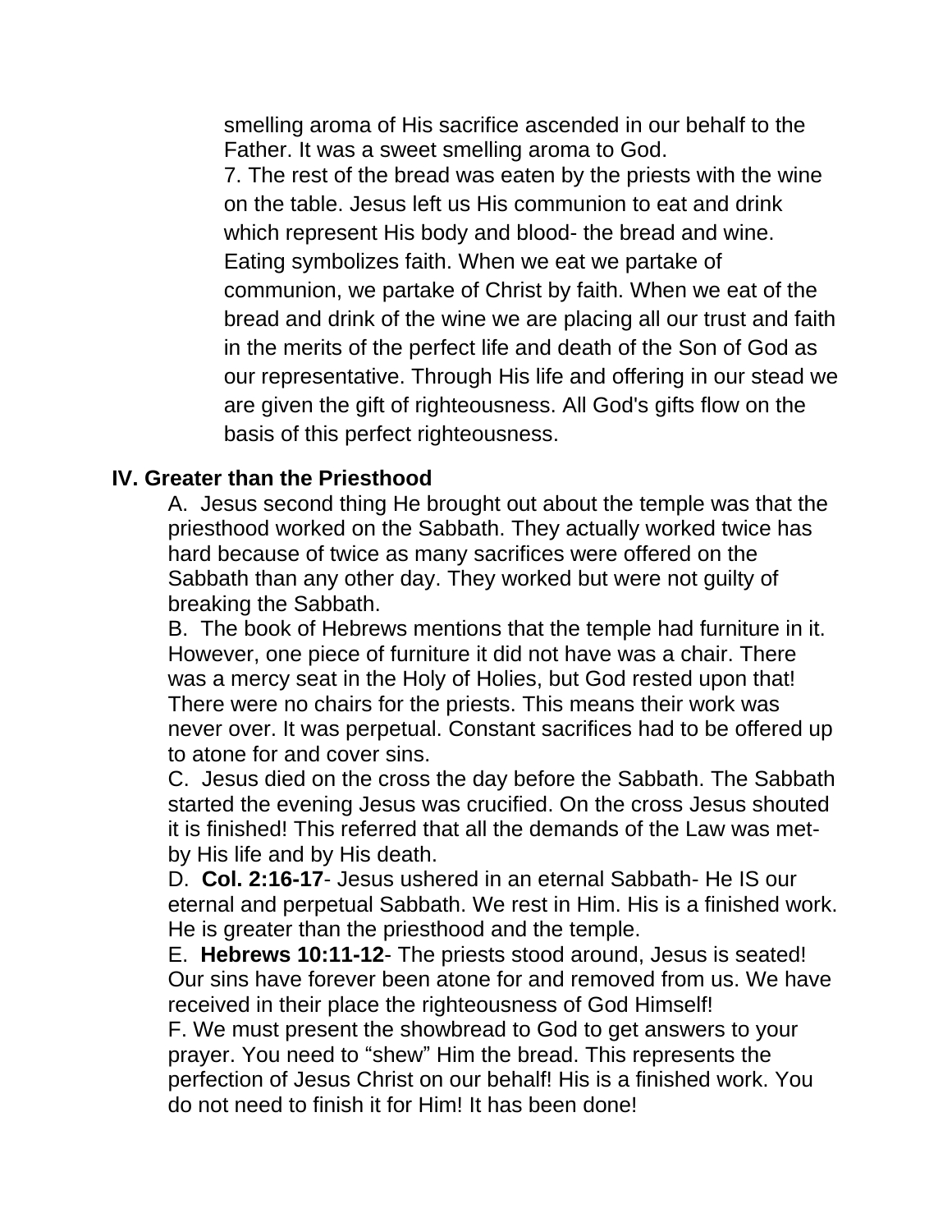smelling aroma of His sacrifice ascended in our behalf to the Father. It was a sweet smelling aroma to God.

7. The rest of the bread was eaten by the priests with the wine on the table. Jesus left us His communion to eat and drink which represent His body and blood- the bread and wine. Eating symbolizes faith. When we eat we partake of communion, we partake of Christ by faith. When we eat of the bread and drink of the wine we are placing all our trust and faith in the merits of the perfect life and death of the Son of God as our representative. Through His life and offering in our stead we are given the gift of righteousness. All God's gifts flow on the basis of this perfect righteousness.

**IV. Greater than the Priesthood**

A. Jesus second thing He brought out about the temple was that the priesthood worked on the Sabbath. They actually worked twice has hard because of twice as many sacrifices were offered on the Sabbath than any other day. They worked but were not guilty of breaking the Sabbath.

B. The book of Hebrews mentions that the temple had furniture in it. However, one piece of furniture it did not have was a chair. There was a mercy seat in the Holy of Holies, but God rested upon that! There were no chairs for the priests. This means their work was never over. It was perpetual. Constant sacrifices had to be offered up to atone for and cover sins.

C. Jesus died on the cross the day before the Sabbath. The Sabbath started the evening Jesus was crucified. On the cross Jesus shouted it is finished! This referred that all the demands of the Law was met- by His life and by His death.

D. **Col. 2:16-17**- Jesus ushered in an eternal Sabbath- He IS our eternal and perpetual Sabbath. We rest in Him. His is a finished work. He is greater than the priesthood and the temple.

E. **Hebrews 10:11-12**- The priests stood around, Jesus is seated! Our sins have forever been atone for and removed from us. We have received in their place the righteousness of God Himself!

F. We must present the showbread to God to get answers to your prayer. You need to “shew” Him the bread. This represents the perfection of Jesus Christ on our behalf! His is a finished work. You do not need to finish it for Him! It has been done!